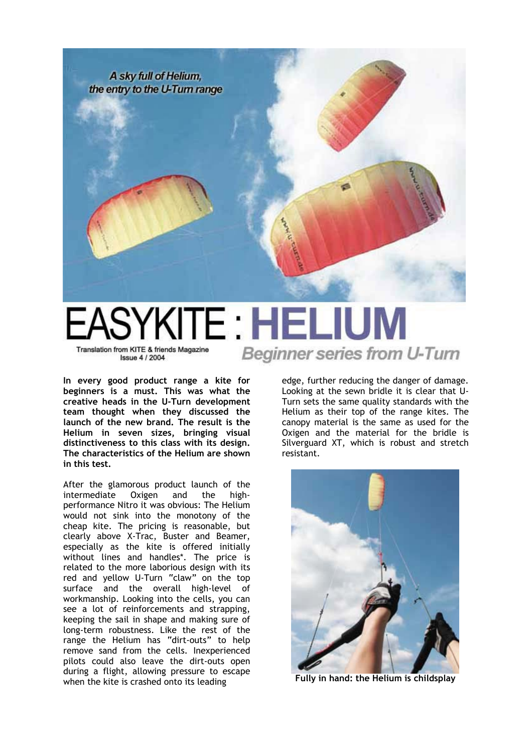A sky full of Helium, the entry to the U-Turn range

# EASYKITE : HELIUM

## Beginner series from U-Turn

Translation from KITE & friends Magazine Issue 4 / 2004

**In every good product range a kite for beginners is a must. This was what the creative heads in the U-Turn development team thought when they discussed the launch of the new brand. The result is the Helium in seven sizes, bringing visual distinctiveness to this class with its design. The characteristics of the Helium are shown in this test.**

After the glamorous product launch of the intermediate Oxigen and the high-performance Nitro it was obvious: The Helium would not sink into the monotony of the cheap kite. The pricing is reasonable, but clearly above X-Trac, Buster and Beamer, especially as the kite is offered initially without lines and handles*. The price is related to the more laborious design with its red and yellow U-Turn "claw" on the top surface and the overall high-level of workmanship. Looking into the cells, you can see a lot of reinforcements and strapping, keeping the sail in shape and making sure of long-term robustness. Like the rest of the range the Helium has "dirt-outs" to help remove sand from the cells. Inexperienced pilots could also leave the dirt-outs open during a flight, allowing pressure to escape when the kite is crashed onto its leading edge, further reducing the danger of damage. Looking at the sewn bridle it is clear that U-Turn sets the same quality standards with the Helium as their top of the range kites. The canopy material is the same as used for the Oxigen and the material for the bridle is Silverguard XT, which is robust and stretch resistant.

**Fully in hand: the Helium is childsplay**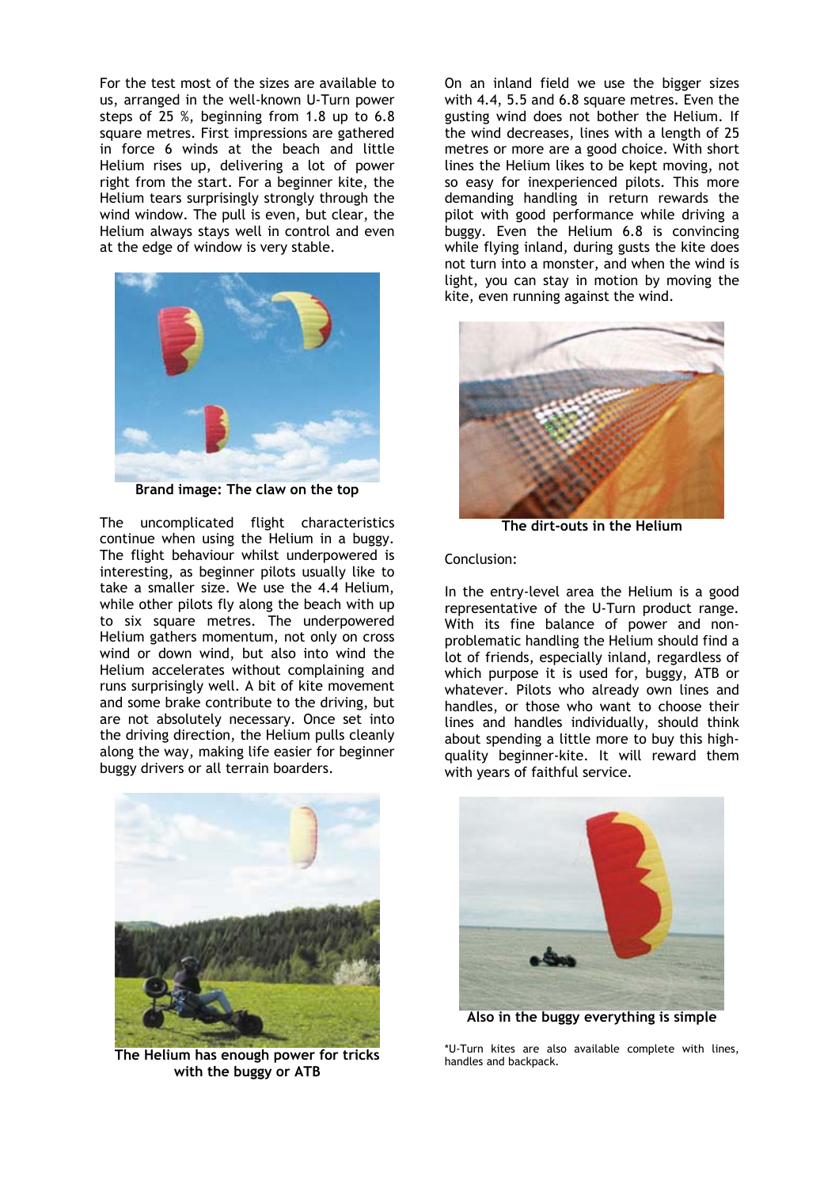For the test most of the sizes are available to us, arranged in the well-known U-Turn power steps of 25 %, beginning from 1.8 up to 6.8 square metres. First impressions are gathered in force 6 winds at the beach and little Helium rises up, delivering a lot of power right from the start. For a beginner kite, the Helium tears surprisingly strongly through the wind window. The pull is even, but clear, the Helium always stays well in control and even at the edge of window is very stable.

**Brand image: The claw on the top**

The uncomplicated flight characteristics continue when using the Helium in a buggy. The flight behaviour whilst underpowered is interesting, as beginner pilots usually like to take a smaller size. We use the 4.4 Helium, while other pilots fly along the beach with up to six square metres. The underpowered Helium gathers momentum, not only on cross wind or down wind, but also into wind the Helium accelerates without complaining and runs surprisingly well. A bit of kite movement and some brake contribute to the driving, but are not absolutely necessary. Once set into the driving direction, the Helium pulls cleanly along the way, making life easier for beginner buggy drivers or all terrain boarders.

**The Helium has enough power for tricks with the buggy or ATB**

On an inland field we use the bigger sizes with 4.4, 5.5 and 6.8 square metres. Even the gusting wind does not bother the Helium. If the wind decreases, lines with a length of 25 metres or more are a good choice. With short lines the Helium likes to be kept moving, not so easy for inexperienced pilots. This more demanding handling in return rewards the pilot with good performance while driving a buggy. Even the Helium 6.8 is convincing while flying inland, during gusts the kite does not turn into a monster, and when the wind is light, you can stay in motion by moving the kite, even running against the wind.

**The dirt-outs in the Helium**

Conclusion:

In the entry-level area the Helium is a good representative of the U-Turn product range. With its fine balance of power and non-problematic handling the Helium should find a lot of friends, especially inland, regardless of which purpose it is used for, buggy, ATB or whatever. Pilots who already own lines and handles, or those who want to choose their lines and handles individually, should think about spending a little more to buy this high-quality beginner-kite. It will reward them with years of faithful service.

**Also in the buggy everything is simple**

*U-Turn kites are also available complete with lines, handles and backpack.